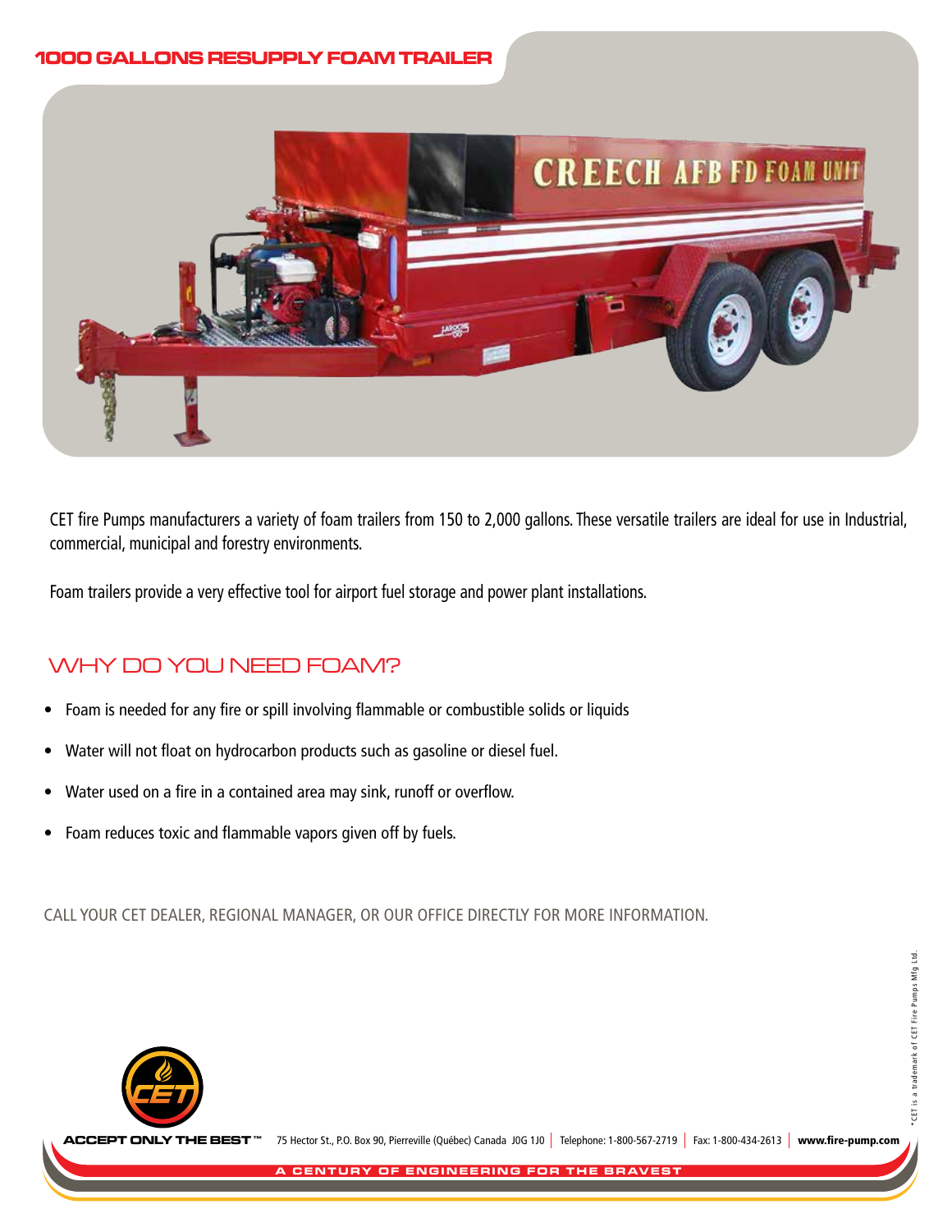# 1000 GALLONS RESUPPLY FOAM TRAILER

CET fire Pumps manufacturers a variety of foam trailers from 150 to 2,000 gallons. These versatile trailers are ideal for use in Industrial, commercial, municipal and forestry environments.

Foam trailers provide a very effective tool for airport fuel storage and power plant installations.

## WHY DO YOU NEED FOAM?

- Foam is needed for any fire or spill involving flammable or combustible solids or liquids
- Water will not float on hydrocarbon products such as gasoline or diesel fuel.
- Water used on a fire in a contained area may sink, runoff or overflow.
- Foam reduces toxic and flammable vapors given off by fuels.

CALL YOUR CET DEALER, REGIONAL MANAGER, OR OUR OFFICE DIRECTLY FOR MORE INFORMATION.

**ACCEPT ONLY THE BEST™** 75 Hector St., P.O. Box 90, Pierreville (Québec) Canada J0G 1J0 | Telephone: 1-800-567-2719 | Fax: 1-800-434-2613 | **www.fire-pump.com**

A CENTURY OF ENGINEERING FOR THE BRAVEST

*CET is a trademark of CET Fire Pumps Mfg Ltd.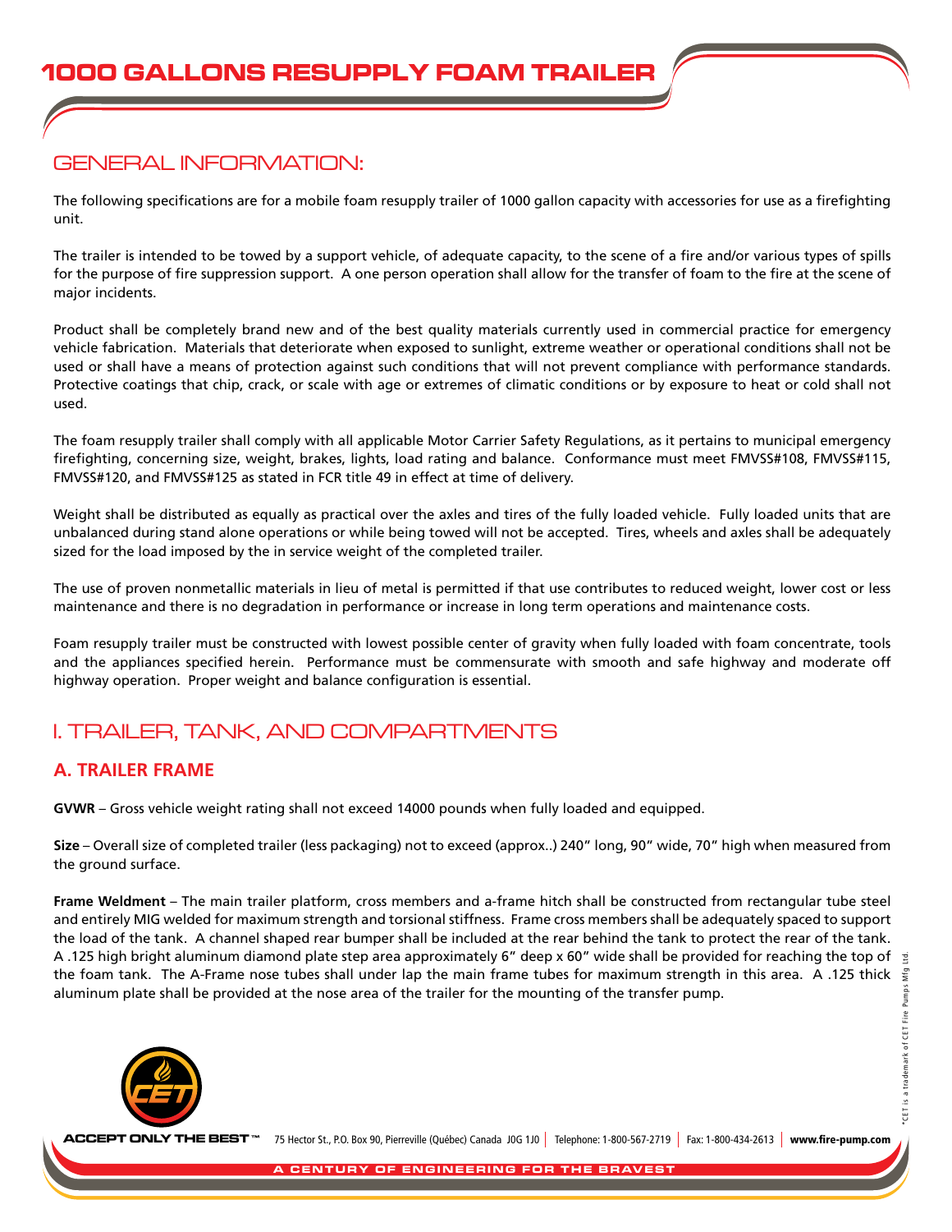# 1000 GALLONS RESUPPLY FOAM TRAILER

## GENERAL INFORMATION:

The following specifications are for a mobile foam resupply trailer of 1000 gallon capacity with accessories for use as a firefighting unit.

The trailer is intended to be towed by a support vehicle, of adequate capacity, to the scene of a fire and/or various types of spills for the purpose of fire suppression support. A one person operation shall allow for the transfer of foam to the fire at the scene of major incidents.

Product shall be completely brand new and of the best quality materials currently used in commercial practice for emergency vehicle fabrication. Materials that deteriorate when exposed to sunlight, extreme weather or operational conditions shall not be used or shall have a means of protection against such conditions that will not prevent compliance with performance standards. Protective coatings that chip, crack, or scale with age or extremes of climatic conditions or by exposure to heat or cold shall not used.

The foam resupply trailer shall comply with all applicable Motor Carrier Safety Regulations, as it pertains to municipal emergency firefighting, concerning size, weight, brakes, lights, load rating and balance. Conformance must meet FMVSS#108, FMVSS#115, FMVSS#120, and FMVSS#125 as stated in FCR title 49 in effect at time of delivery.

Weight shall be distributed as equally as practical over the axles and tires of the fully loaded vehicle. Fully loaded units that are unbalanced during stand alone operations or while being towed will not be accepted. Tires, wheels and axles shall be adequately sized for the load imposed by the in service weight of the completed trailer.

The use of proven nonmetallic materials in lieu of metal is permitted if that use contributes to reduced weight, lower cost or less maintenance and there is no degradation in performance or increase in long term operations and maintenance costs.

Foam resupply trailer must be constructed with lowest possible center of gravity when fully loaded with foam concentrate, tools and the appliances specified herein. Performance must be commensurate with smooth and safe highway and moderate off highway operation. Proper weight and balance configuration is essential.

## I. TRAILER, TANK, AND COMPARTMENTS

### A. TRAILER FRAME

**GVWR** – Gross vehicle weight rating shall not exceed 14000 pounds when fully loaded and equipped.

**Size** – Overall size of completed trailer (less packaging) not to exceed (approx..) 240" long, 90" wide, 70" high when measured from the ground surface.

**Frame Weldment** – The main trailer platform, cross members and a-frame hitch shall be constructed from rectangular tube steel and entirely MIG welded for maximum strength and torsional stiffness. Frame cross members shall be adequately spaced to support the load of the tank. A channel shaped rear bumper shall be included at the rear behind the tank to protect the rear of the tank. A .125 high bright aluminum diamond plate step area approximately 6" deep x 60" wide shall be provided for reaching the top of the foam tank. The A-Frame nose tubes shall under lap the main frame tubes for maximum strength in this area. A .125 thick aluminum plate shall be provided at the nose area of the trailer for the mounting of the transfer pump.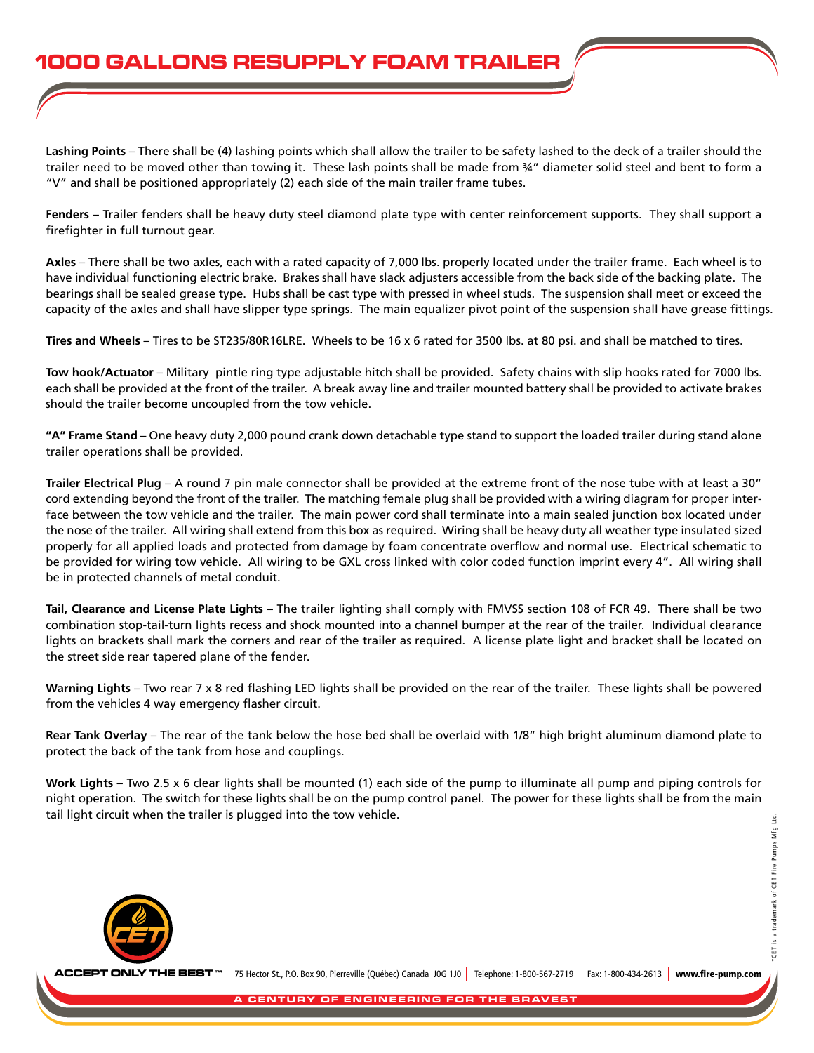# 1000 GALLONS RESUPPLY FOAM TRAILER

**Lashing Points** – There shall be (4) lashing points which shall allow the trailer to be safety lashed to the deck of a trailer should the trailer need to be moved other than towing it. These lash points shall be made from ¾" diameter solid steel and bent to form a "V" and shall be positioned appropriately (2) each side of the main trailer frame tubes.

**Fenders** – Trailer fenders shall be heavy duty steel diamond plate type with center reinforcement supports. They shall support a firefighter in full turnout gear.

**Axles** – There shall be two axles, each with a rated capacity of 7,000 lbs. properly located under the trailer frame. Each wheel is to have individual functioning electric brake. Brakes shall have slack adjusters accessible from the back side of the backing plate. The bearings shall be sealed grease type. Hubs shall be cast type with pressed in wheel studs. The suspension shall meet or exceed the capacity of the axles and shall have slipper type springs. The main equalizer pivot point of the suspension shall have grease fittings.

**Tires and Wheels** – Tires to be ST235/80R16LRE. Wheels to be 16 x 6 rated for 3500 lbs. at 80 psi. and shall be matched to tires.

**Tow hook/Actuator** – Military pintle ring type adjustable hitch shall be provided. Safety chains with slip hooks rated for 7000 lbs. each shall be provided at the front of the trailer. A break away line and trailer mounted battery shall be provided to activate brakes should the trailer become uncoupled from the tow vehicle.

**"A" Frame Stand** – One heavy duty 2,000 pound crank down detachable type stand to support the loaded trailer during stand alone trailer operations shall be provided.

**Trailer Electrical Plug** – A round 7 pin male connector shall be provided at the extreme front of the nose tube with at least a 30" cord extending beyond the front of the trailer. The matching female plug shall be provided with a wiring diagram for proper interface between the tow vehicle and the trailer. The main power cord shall terminate into a main sealed junction box located under the nose of the trailer. All wiring shall extend from this box as required. Wiring shall be heavy duty all weather type insulated sized properly for all applied loads and protected from damage by foam concentrate overflow and normal use. Electrical schematic to be provided for wiring tow vehicle. All wiring to be GXL cross linked with color coded function imprint every 4". All wiring shall be in protected channels of metal conduit.

**Tail, Clearance and License Plate Lights** – The trailer lighting shall comply with FMVSS section 108 of FCR 49. There shall be two combination stop-tail-turn lights recess and shock mounted into a channel bumper at the rear of the trailer. Individual clearance lights on brackets shall mark the corners and rear of the trailer as required. A license plate light and bracket shall be located on the street side rear tapered plane of the fender.

**Warning Lights** – Two rear 7 x 8 red flashing LED lights shall be provided on the rear of the trailer. These lights shall be powered from the vehicles 4 way emergency flasher circuit.

**Rear Tank Overlay** – The rear of the tank below the hose bed shall be overlaid with 1/8" high bright aluminum diamond plate to protect the back of the tank from hose and couplings.

**Work Lights** – Two 2.5 x 6 clear lights shall be mounted (1) each side of the pump to illuminate all pump and piping controls for night operation. The switch for these lights shall be on the pump control panel. The power for these lights shall be from the main tail light circuit when the trailer is plugged into the tow vehicle.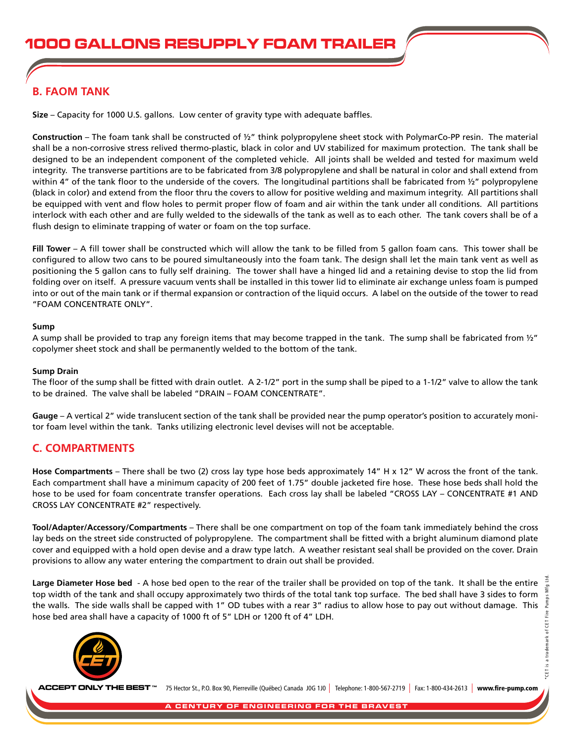# 1000 GALLONS RESUPPLY FOAM TRAILER

## B. FAOM TANK

**Size** – Capacity for 1000 U.S. gallons. Low center of gravity type with adequate baffles.

**Construction** – The foam tank shall be constructed of ½" think polypropylene sheet stock with PolymarCo-PP resin. The material shall be a non-corrosive stress relived thermo-plastic, black in color and UV stabilized for maximum protection. The tank shall be designed to be an independent component of the completed vehicle. All joints shall be welded and tested for maximum weld integrity. The transverse partitions are to be fabricated from 3/8 polypropylene and shall be natural in color and shall extend from within 4" of the tank floor to the underside of the covers. The longitudinal partitions shall be fabricated from ½" polypropylene (black in color) and extend from the floor thru the covers to allow for positive welding and maximum integrity. All partitions shall be equipped with vent and flow holes to permit proper flow of foam and air within the tank under all conditions. All partitions interlock with each other and are fully welded to the sidewalls of the tank as well as to each other. The tank covers shall be of a flush design to eliminate trapping of water or foam on the top surface.

**Fill Tower** – A fill tower shall be constructed which will allow the tank to be filled from 5 gallon foam cans. This tower shall be configured to allow two cans to be poured simultaneously into the foam tank. The design shall let the main tank vent as well as positioning the 5 gallon cans to fully self draining. The tower shall have a hinged lid and a retaining devise to stop the lid from folding over on itself. A pressure vacuum vents shall be installed in this tower lid to eliminate air exchange unless foam is pumped into or out of the main tank or if thermal expansion or contraction of the liquid occurs. A label on the outside of the tower to read "FOAM CONCENTRATE ONLY".

**Sump**

A sump shall be provided to trap any foreign items that may become trapped in the tank. The sump shall be fabricated from ½" copolymer sheet stock and shall be permanently welded to the bottom of the tank.

**Sump Drain**

The floor of the sump shall be fitted with drain outlet. A 2-1/2" port in the sump shall be piped to a 1-1/2" valve to allow the tank to be drained. The valve shall be labeled "DRAIN – FOAM CONCENTRATE".

**Gauge** – A vertical 2" wide translucent section of the tank shall be provided near the pump operator's position to accurately monitor foam level within the tank. Tanks utilizing electronic level devises will not be acceptable.

## C. COMPARTMENTS

**Hose Compartments** – There shall be two (2) cross lay type hose beds approximately 14" H x 12" W across the front of the tank. Each compartment shall have a minimum capacity of 200 feet of 1.75" double jacketed fire hose. These hose beds shall hold the hose to be used for foam concentrate transfer operations. Each cross lay shall be labeled "CROSS LAY – CONCENTRATE #1 AND CROSS LAY CONCENTRATE #2" respectively.

**Tool/Adapter/Accessory/Compartments** – There shall be one compartment on top of the foam tank immediately behind the cross lay beds on the street side constructed of polypropylene. The compartment shall be fitted with a bright aluminum diamond plate cover and equipped with a hold open devise and a draw type latch. A weather resistant seal shall be provided on the cover. Drain provisions to allow any water entering the compartment to drain out shall be provided.

**Large Diameter Hose bed** - A hose bed open to the rear of the trailer shall be provided on top of the tank. It shall be the entire top width of the tank and shall occupy approximately two thirds of the total tank top surface. The bed shall have 3 sides to form the walls. The side walls shall be capped with 1" OD tubes with a rear 3" radius to allow hose to pay out without damage. This hose bed area shall have a capacity of 1000 ft of 5" LDH or 1200 ft of 4" LDH.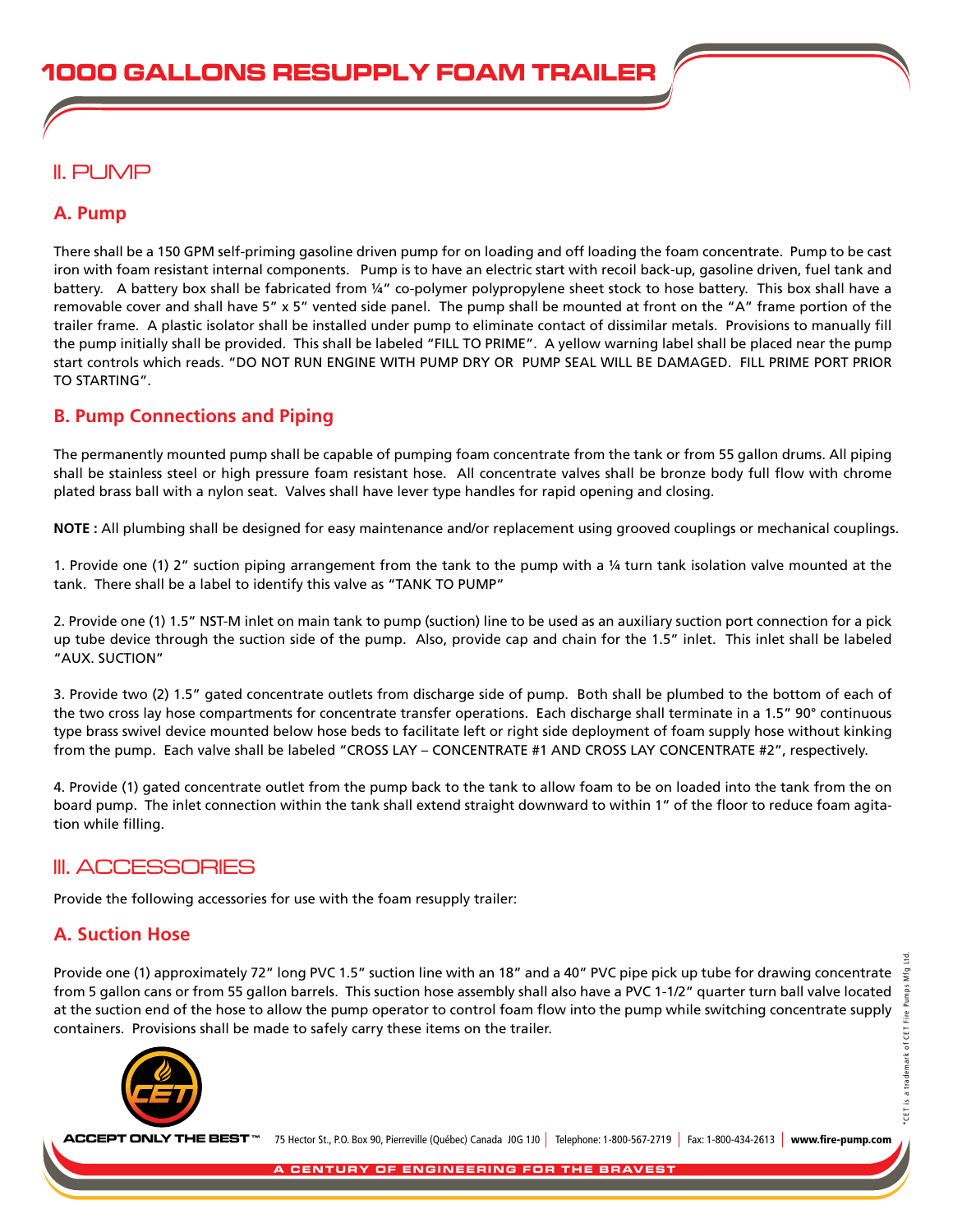## II. PUMP

### A. Pump

There shall be a 150 GPM self-priming gasoline driven pump for on loading and off loading the foam concentrate. Pump to be cast iron with foam resistant internal components. Pump is to have an electric start with recoil back-up, gasoline driven, fuel tank and battery. A battery box shall be fabricated from ¼" co-polymer polypropylene sheet stock to hose battery. This box shall have a removable cover and shall have 5" x 5" vented side panel. The pump shall be mounted at front on the "A" frame portion of the trailer frame. A plastic isolator shall be installed under pump to eliminate contact of dissimilar metals. Provisions to manually fill the pump initially shall be provided. This shall be labeled "FILL TO PRIME". A yellow warning label shall be placed near the pump start controls which reads. "DO NOT RUN ENGINE WITH PUMP DRY OR PUMP SEAL WILL BE DAMAGED. FILL PRIME PORT PRIOR TO STARTING".

### B. Pump Connections and Piping

The permanently mounted pump shall be capable of pumping foam concentrate from the tank or from 55 gallon drums. All piping shall be stainless steel or high pressure foam resistant hose. All concentrate valves shall be bronze body full flow with chrome plated brass ball with a nylon seat. Valves shall have lever type handles for rapid opening and closing.

**NOTE :** All plumbing shall be designed for easy maintenance and/or replacement using grooved couplings or mechanical couplings.

1. Provide one (1) 2" suction piping arrangement from the tank to the pump with a ¼ turn tank isolation valve mounted at the tank. There shall be a label to identify this valve as "TANK TO PUMP"

2. Provide one (1) 1.5" NST-M inlet on main tank to pump (suction) line to be used as an auxiliary suction port connection for a pick up tube device through the suction side of the pump. Also, provide cap and chain for the 1.5" inlet. This inlet shall be labeled "AUX. SUCTION"

3. Provide two (2) 1.5" gated concentrate outlets from discharge side of pump. Both shall be plumbed to the bottom of each of the two cross lay hose compartments for concentrate transfer operations. Each discharge shall terminate in a 1.5" 90° continuous type brass swivel device mounted below hose beds to facilitate left or right side deployment of foam supply hose without kinking from the pump. Each valve shall be labeled "CROSS LAY – CONCENTRATE #1 AND CROSS LAY CONCENTRATE #2", respectively.

4. Provide (1) gated concentrate outlet from the pump back to the tank to allow foam to be on loaded into the tank from the on board pump. The inlet connection within the tank shall extend straight downward to within 1" of the floor to reduce foam agitation while filling.

## III. ACCESSORIES

Provide the following accessories for use with the foam resupply trailer:

### A. Suction Hose

Provide one (1) approximately 72" long PVC 1.5" suction line with an 18" and a 40" PVC pipe pick up tube for drawing concentrate from 5 gallon cans or from 55 gallon barrels. This suction hose assembly shall also have a PVC 1-1/2" quarter turn ball valve located at the suction end of the hose to allow the pump operator to control foam flow into the pump while switching concentrate supply containers. Provisions shall be made to safely carry these items on the trailer.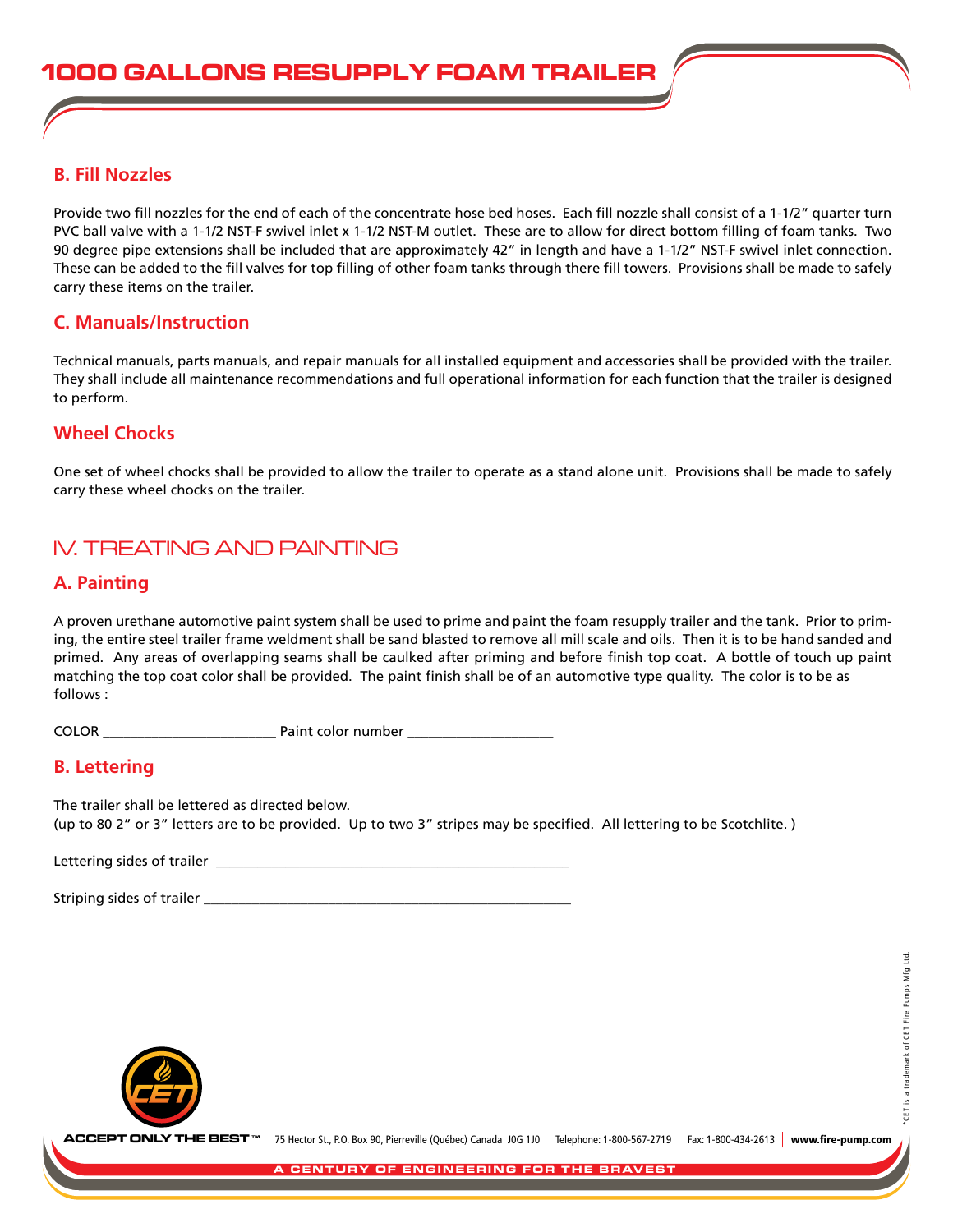## B. Fill Nozzles

Provide two fill nozzles for the end of each of the concentrate hose bed hoses. Each fill nozzle shall consist of a 1-1/2" quarter turn PVC ball valve with a 1-1/2 NST-F swivel inlet x 1-1/2 NST-M outlet. These are to allow for direct bottom filling of foam tanks. Two 90 degree pipe extensions shall be included that are approximately 42" in length and have a 1-1/2" NST-F swivel inlet connection. These can be added to the fill valves for top filling of other foam tanks through there fill towers. Provisions shall be made to safely carry these items on the trailer.

## C. Manuals/Instruction

Technical manuals, parts manuals, and repair manuals for all installed equipment and accessories shall be provided with the trailer. They shall include all maintenance recommendations and full operational information for each function that the trailer is designed to perform.

## Wheel Chocks

One set of wheel chocks shall be provided to allow the trailer to operate as a stand alone unit. Provisions shall be made to safely carry these wheel chocks on the trailer.

# IV. TREATING AND PAINTING

## A. Painting

A proven urethane automotive paint system shall be used to prime and paint the foam resupply trailer and the tank. Prior to priming, the entire steel trailer frame weldment shall be sand blasted to remove all mill scale and oils. Then it is to be hand sanded and primed. Any areas of overlapping seams shall be caulked after priming and before finish top coat. A bottle of touch up paint matching the top coat color shall be provided. The paint finish shall be of an automotive type quality. The color is to be as follows :

COLOR ________________________ Paint color number ____________________

## B. Lettering

The trailer shall be lettered as directed below.
(up to 80 2" or 3" letters are to be provided. Up to two 3" stripes may be specified. All lettering to be Scotchlite. )

Lettering sides of trailer __________________________________________________

Striping sides of trailer ____________________________________________________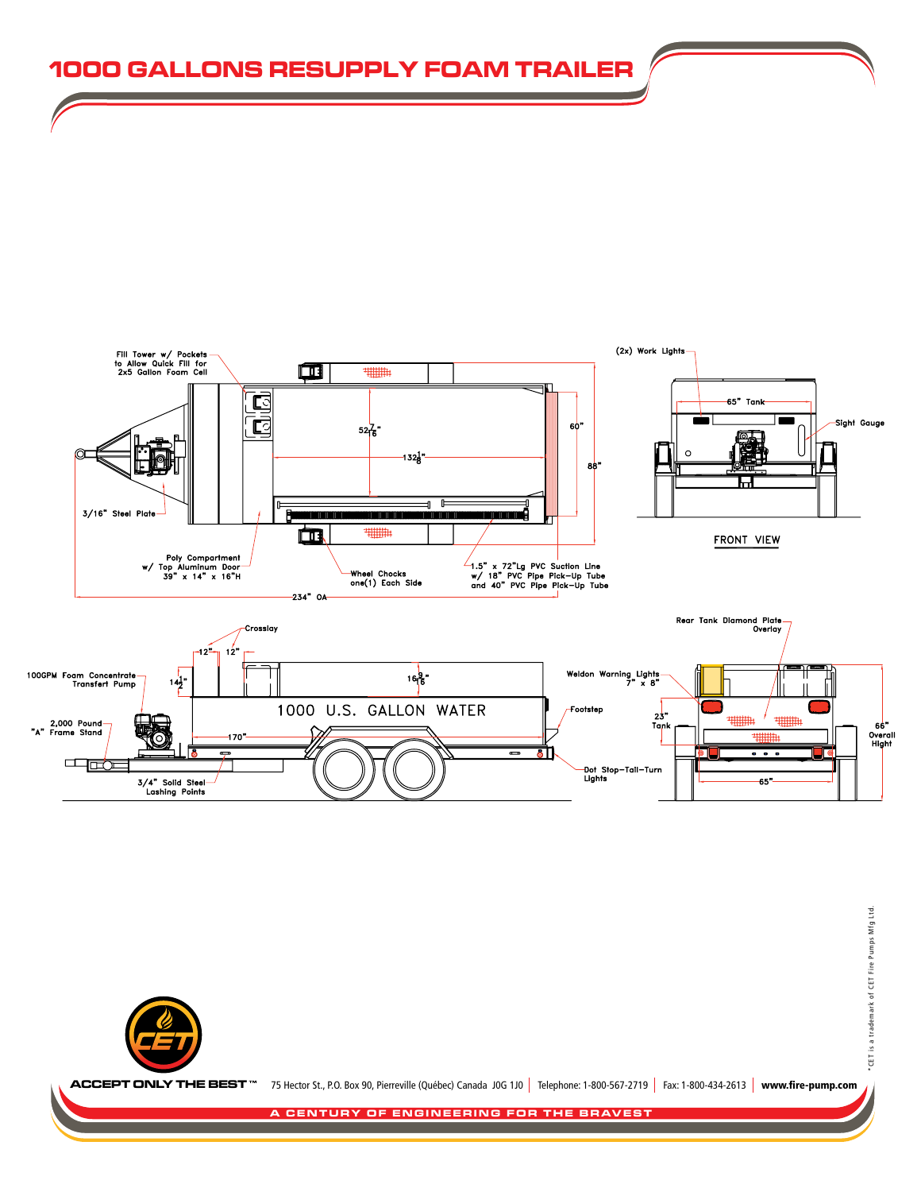# 1000 GALLONS RESUPPLY FOAM TRAILER

Fill Tower w/ Pockets to Allow Quick Fill for 2x5 Gallon Foam Cell

(2x) Work Lights

52 7/16"

132 1/8"

60"

88"

3/16" Steel Plate

Poly Compartment w/ Top Aluminum Door 39" x 14" x 16"H

Wheel Chocks one(1) Each Side

1.5" x 72"Lg PVC Suction Line w/ 18" PVC Pipe Pick-Up Tube and 40" PVC Pipe Pick-Up Tube

234" OA

65" Tank

Sight Gauge

FRONT VIEW

Crosslay

12" 12"

100GPM Foam Concentrate Transfert Pump

14 1/2"

16 9/16"

1000 U.S. GALLON WATER

2,000 Pound "A" Frame Stand

170"

3/4" Solid Steel Lashing Points

Weldon Warning Lights 7" x 8"

Footstep

Dot Stop-Tail-Turn Lights

Rear Tank Diamond Plate Overlay

23" Tank

66" Overall Hight

65"

*CET is a trademark of CET Fire Pumps Mfg Ltd.

ACCEPT ONLY THE BEST™ 75 Hector St., P.O. Box 90, Pierreville (Québec) Canada J0G 1J0 | Telephone: 1-800-567-2719 | Fax: 1-800-434-2613 | www.fire-pump.com

A CENTURY OF ENGINEERING FOR THE BRAVEST